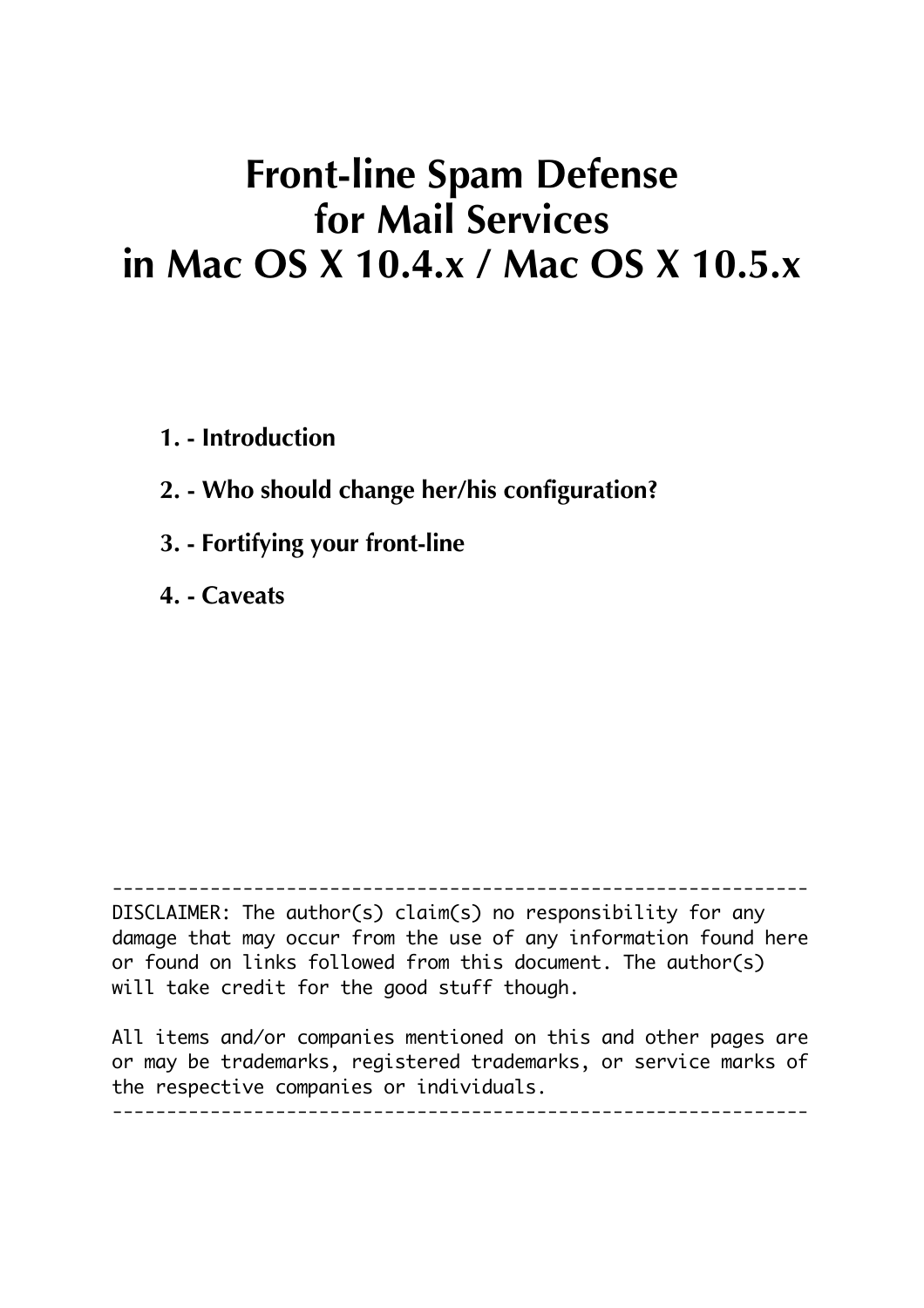# Front-line Spam Defense for Mail Services in Mac OS X 10.4.x / Mac OS X 10.5.x

**1. - Introduction**

**2. - Who should change her/his configuration?**

**3. - Fortifying your front-line**

**4. - Caveats**

```
---------------------------------------------------------------
DISCLAIMER: The author(s) claim(s) no responsibility for any
damage that may occur from the use of any information found here
or found on links followed from this document. The author(s)
will take credit for the good stuff though.

All items and/or companies mentioned on this and other pages are
or may be trademarks, registered trademarks, or service marks of
the respective companies or individuals.
---------------------------------------------------------------
```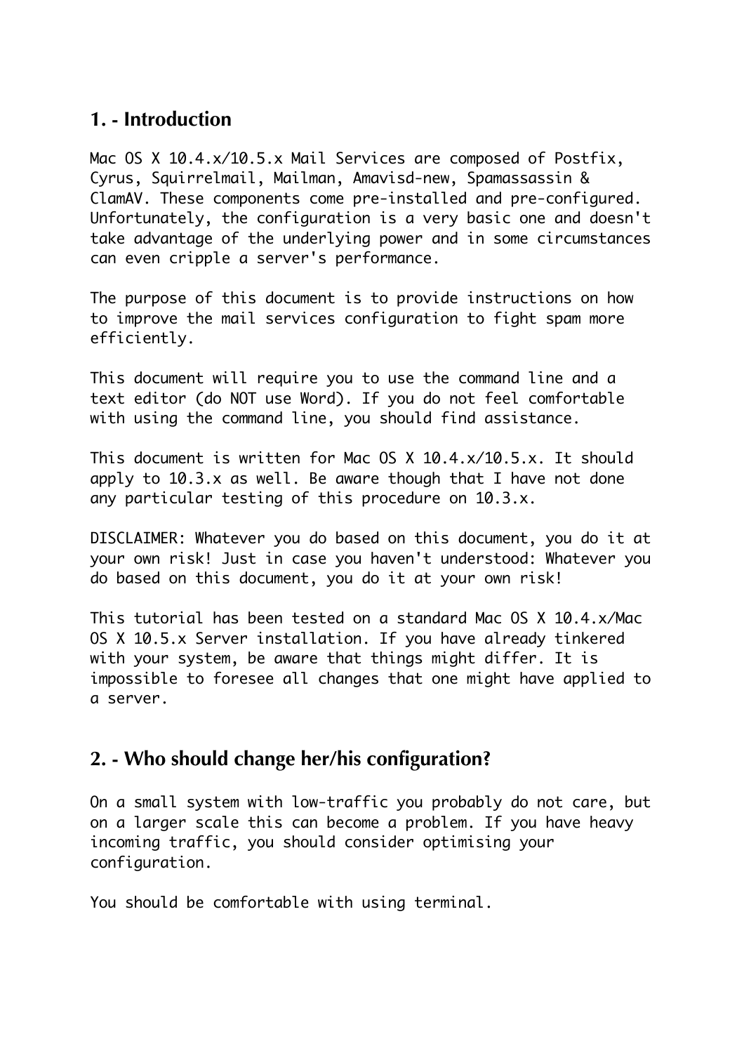## 1. - Introduction

Mac OS X 10.4.x/10.5.x Mail Services are composed of Postfix, Cyrus, Squirrelmail, Mailman, Amavisd-new, Spamassassin & ClamAV. These components come pre-installed and pre-configured. Unfortunately, the configuration is a very basic one and doesn't take advantage of the underlying power and in some circumstances can even cripple a server's performance.

The purpose of this document is to provide instructions on how to improve the mail services configuration to fight spam more efficiently.

This document will require you to use the command line and a text editor (do NOT use Word). If you do not feel comfortable with using the command line, you should find assistance.

This document is written for Mac OS X 10.4.x/10.5.x. It should apply to 10.3.x as well. Be aware though that I have not done any particular testing of this procedure on 10.3.x.

DISCLAIMER: Whatever you do based on this document, you do it at your own risk! Just in case you haven't understood: Whatever you do based on this document, you do it at your own risk!

This tutorial has been tested on a standard Mac OS X 10.4.x/Mac OS X 10.5.x Server installation. If you have already tinkered with your system, be aware that things might differ. It is impossible to foresee all changes that one might have applied to a server.

## 2. - Who should change her/his configuration?

On a small system with low-traffic you probably do not care, but on a larger scale this can become a problem. If you have heavy incoming traffic, you should consider optimising your configuration.

You should be comfortable with using terminal.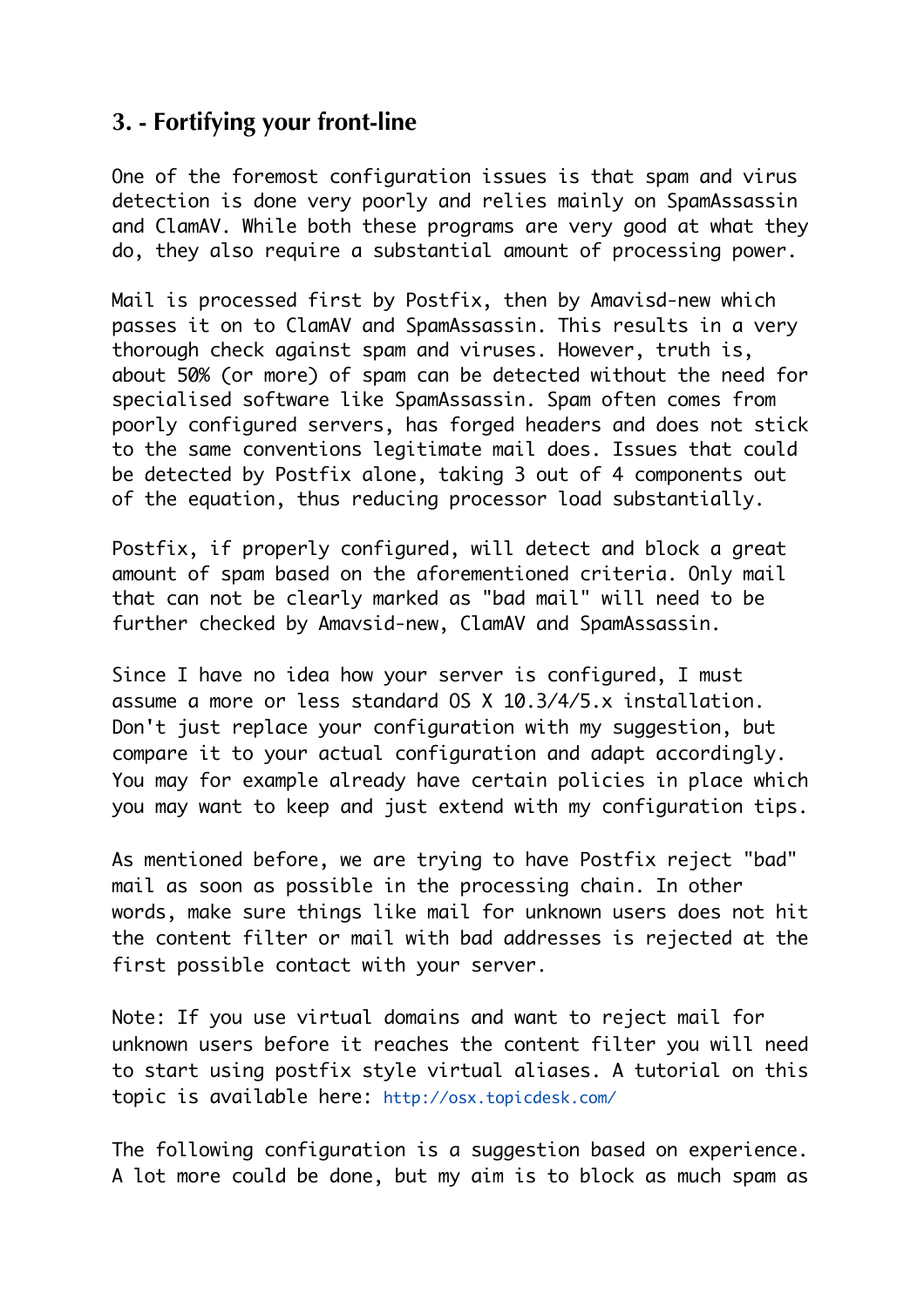## 3. - Fortifying your front-line

One of the foremost configuration issues is that spam and virus detection is done very poorly and relies mainly on SpamAssassin and ClamAV. While both these programs are very good at what they do, they also require a substantial amount of processing power.

Mail is processed first by Postfix, then by Amavisd-new which passes it on to ClamAV and SpamAssassin. This results in a very thorough check against spam and viruses. However, truth is, about 50% (or more) of spam can be detected without the need for specialised software like SpamAssassin. Spam often comes from poorly configured servers, has forged headers and does not stick to the same conventions legitimate mail does. Issues that could be detected by Postfix alone, taking 3 out of 4 components out of the equation, thus reducing processor load substantially.

Postfix, if properly configured, will detect and block a great amount of spam based on the aforementioned criteria. Only mail that can not be clearly marked as "bad mail" will need to be further checked by Amavsid-new, ClamAV and SpamAssassin.

Since I have no idea how your server is configured, I must assume a more or less standard OS X 10.3/4/5.x installation. Don't just replace your configuration with my suggestion, but compare it to your actual configuration and adapt accordingly. You may for example already have certain policies in place which you may want to keep and just extend with my configuration tips.

As mentioned before, we are trying to have Postfix reject "bad" mail as soon as possible in the processing chain. In other words, make sure things like mail for unknown users does not hit the content filter or mail with bad addresses is rejected at the first possible contact with your server.

Note: If you use virtual domains and want to reject mail for unknown users before it reaches the content filter you will need to start using postfix style virtual aliases. A tutorial on this topic is available here: http://osx.topicdesk.com/

The following configuration is a suggestion based on experience. A lot more could be done, but my aim is to block as much spam as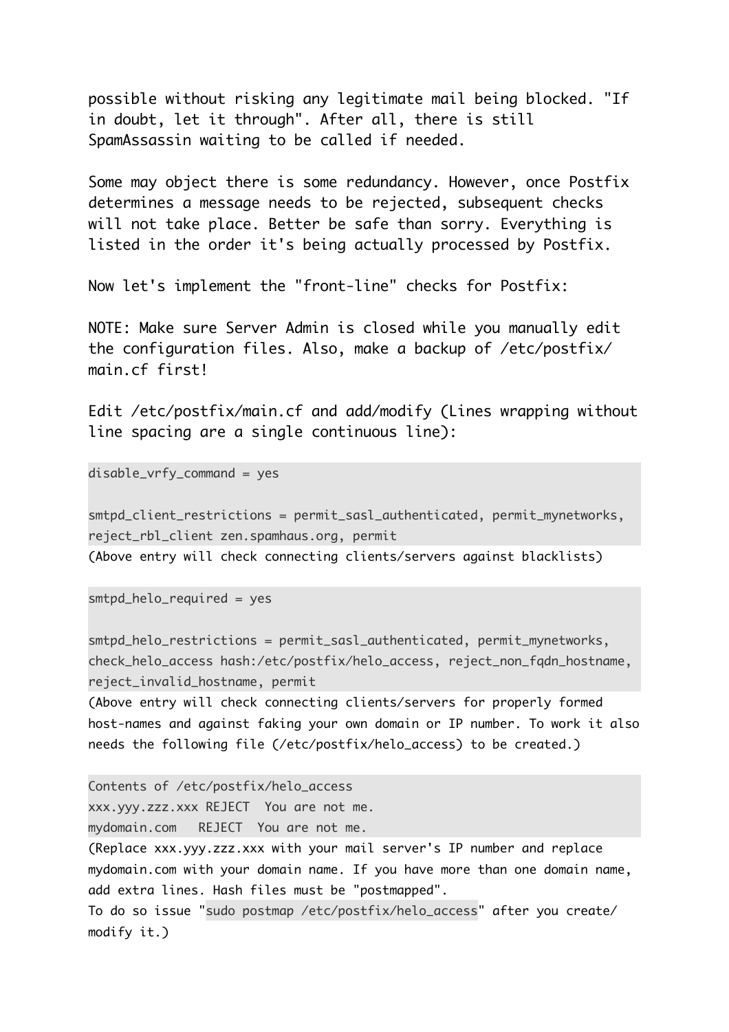possible without risking any legitimate mail being blocked. "If in doubt, let it through". After all, there is still SpamAssassin waiting to be called if needed.

Some may object there is some redundancy. However, once Postfix determines a message needs to be rejected, subsequent checks will not take place. Better be safe than sorry. Everything is listed in the order it's being actually processed by Postfix.

Now let's implement the "front-line" checks for Postfix:

NOTE: Make sure Server Admin is closed while you manually edit the configuration files. Also, make a backup of /etc/postfix/main.cf first!

Edit /etc/postfix/main.cf and add/modify (Lines wrapping without line spacing are a single continuous line):

```
disable_vrfy_command = yes

smtpd_client_restrictions = permit_sasl_authenticated, permit_mynetworks, reject_rbl_client zen.spamhaus.org, permit
```

(Above entry will check connecting clients/servers against blacklists)

```
smtpd_helo_required = yes

smtpd_helo_restrictions = permit_sasl_authenticated, permit_mynetworks, check_helo_access hash:/etc/postfix/helo_access, reject_non_fqdn_hostname, reject_invalid_hostname, permit
```

(Above entry will check connecting clients/servers for properly formed host-names and against faking your own domain or IP number. To work it also needs the following file (/etc/postfix/helo_access) to be created.)

```
Contents of /etc/postfix/helo_access
xxx.yyy.zzz.xxx REJECT  You are not me.
mydomain.com   REJECT  You are not me.
```

(Replace xxx.yyy.zzz.xxx with your mail server's IP number and replace mydomain.com with your domain name. If you have more than one domain name, add extra lines. Hash files must be "postmapped".
To do so issue "`sudo postmap /etc/postfix/helo_access`" after you create/modify it.)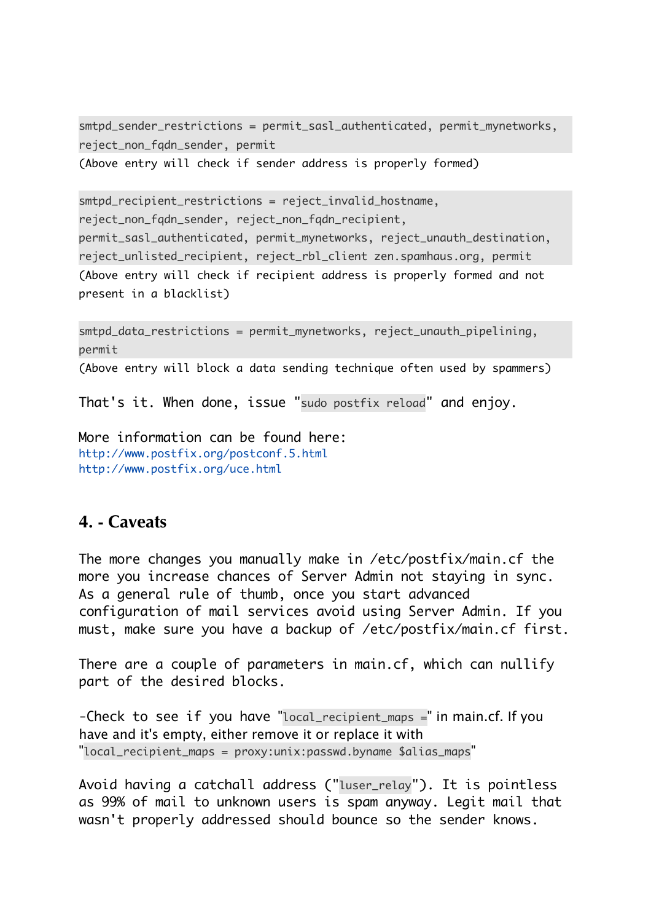```
smtpd_sender_restrictions = permit_sasl_authenticated, permit_mynetworks,
reject_non_fqdn_sender, permit
```

(Above entry will check if sender address is properly formed)

```
smtpd_recipient_restrictions = reject_invalid_hostname,
reject_non_fqdn_sender, reject_non_fqdn_recipient,
permit_sasl_authenticated, permit_mynetworks, reject_unauth_destination,
reject_unlisted_recipient, reject_rbl_client zen.spamhaus.org, permit
```

(Above entry will check if recipient address is properly formed and not present in a blacklist)

```
smtpd_data_restrictions = permit_mynetworks, reject_unauth_pipelining,
permit
```

(Above entry will block a data sending technique often used by spammers)

That's it. When done, issue "`sudo postfix reload`" and enjoy.

More information can be found here:
http://www.postfix.org/postconf.5.html
http://www.postfix.org/uce.html

## 4. - Caveats

The more changes you manually make in /etc/postfix/main.cf the more you increase chances of Server Admin not staying in sync. As a general rule of thumb, once you start advanced configuration of mail services avoid using Server Admin. If you must, make sure you have a backup of /etc/postfix/main.cf first.

There are a couple of parameters in main.cf, which can nullify part of the desired blocks.

-Check to see if you have "`local_recipient_maps =`" in main.cf. If you have and it's empty, either remove it or replace it with "`local_recipient_maps = proxy:unix:passwd.byname $alias_maps`"

Avoid having a catchall address ("`luser_relay`"). It is pointless as 99% of mail to unknown users is spam anyway. Legit mail that wasn't properly addressed should bounce so the sender knows.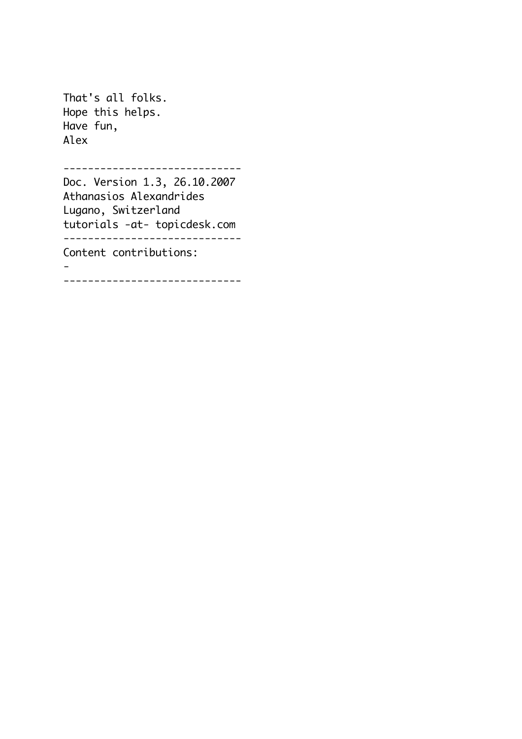That's all folks.
Hope this helps.
Have fun,
Alex

-----------------------------
Doc. Version 1.3, 26.10.2007
Athanasios Alexandrides
Lugano, Switzerland
tutorials -at- topicdesk.com
-----------------------------
Content contributions:
-
-----------------------------